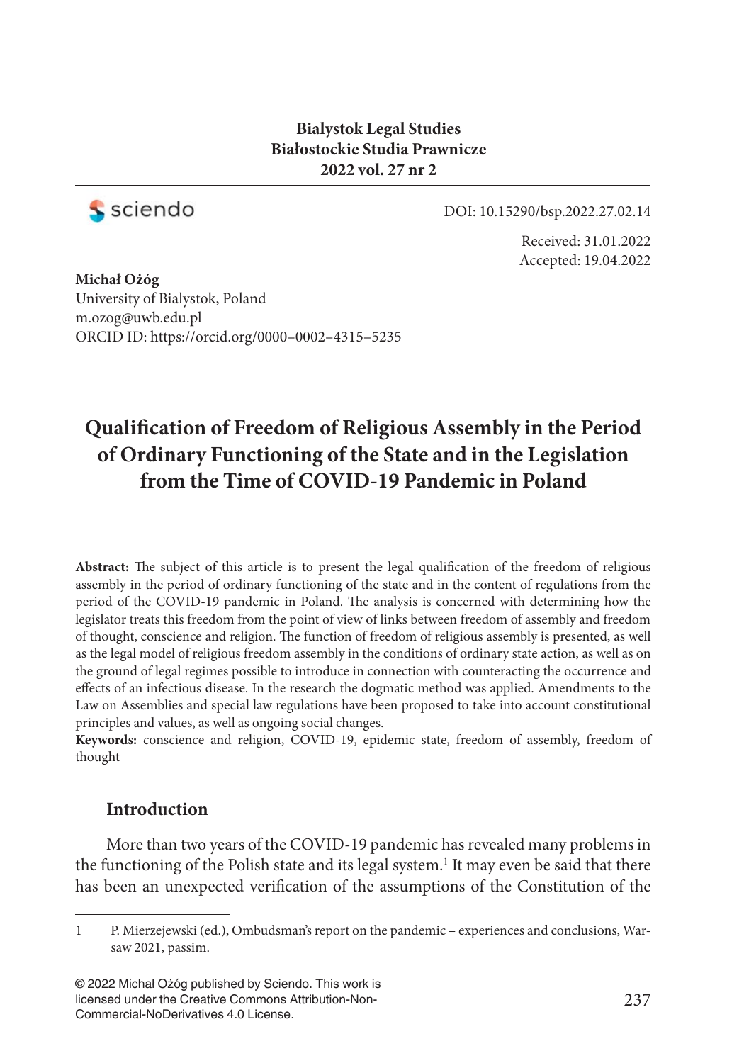**Bialystok Legal Studies**
**Białostockie Studia Prawnicze**
**2022 vol. 27 nr 2**

DOI: 10.15290/bsp.2022.27.02.14

Received: 31.01.2022
Accepted: 19.04.2022

**Michał Ożóg**
University of Bialystok, Poland
m.ozog@uwb.edu.pl
ORCID ID: https://orcid.org/0000–0002–4315–5235

# Qualification of Freedom of Religious Assembly in the Period of Ordinary Functioning of the State and in the Legislation from the Time of COVID-19 Pandemic in Poland

**Abstract:** The subject of this article is to present the legal qualification of the freedom of religious assembly in the period of ordinary functioning of the state and in the content of regulations from the period of the COVID-19 pandemic in Poland. The analysis is concerned with determining how the legislator treats this freedom from the point of view of links between freedom of assembly and freedom of thought, conscience and religion. The function of freedom of religious assembly is presented, as well as the legal model of religious freedom assembly in the conditions of ordinary state action, as well as on the ground of legal regimes possible to introduce in connection with counteracting the occurrence and effects of an infectious disease. In the research the dogmatic method was applied. Amendments to the Law on Assemblies and special law regulations have been proposed to take into account constitutional principles and values, as well as ongoing social changes.

**Keywords:** conscience and religion, COVID-19, epidemic state, freedom of assembly, freedom of thought

## Introduction

More than two years of the COVID-19 pandemic has revealed many problems in the functioning of the Polish state and its legal system.[1] It may even be said that there has been an unexpected verification of the assumptions of the Constitution of the

---

1 P. Mierzejewski (ed.), Ombudsman's report on the pandemic – experiences and conclusions, Warsaw 2021, passim.

© 2022 Michał Ożóg published by Sciendo. This work is licensed under the Creative Commons Attribution-Non-Commercial-NoDerivatives 4.0 License.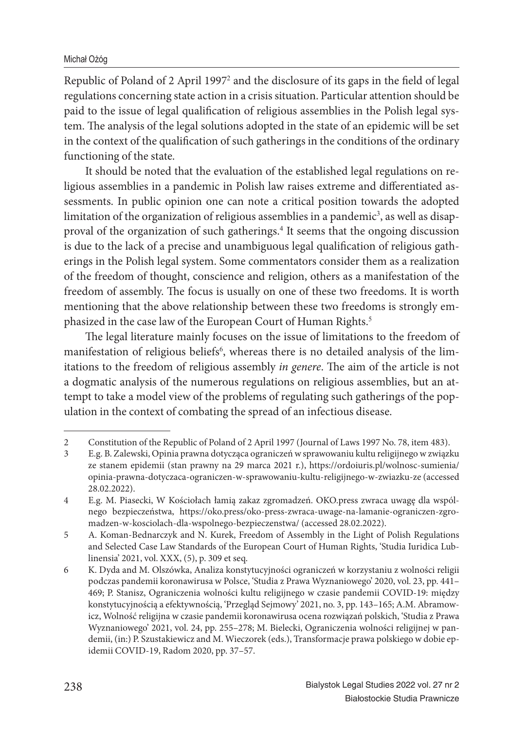Republic of Poland of 2 April 1997[2] and the disclosure of its gaps in the field of legal regulations concerning state action in a crisis situation. Particular attention should be paid to the issue of legal qualification of religious assemblies in the Polish legal system. The analysis of the legal solutions adopted in the state of an epidemic will be set in the context of the qualification of such gatherings in the conditions of the ordinary functioning of the state.

It should be noted that the evaluation of the established legal regulations on religious assemblies in a pandemic in Polish law raises extreme and differentiated assessments. In public opinion one can note a critical position towards the adopted limitation of the organization of religious assemblies in a pandemic[3], as well as disapproval of the organization of such gatherings.[4] It seems that the ongoing discussion is due to the lack of a precise and unambiguous legal qualification of religious gatherings in the Polish legal system. Some commentators consider them as a realization of the freedom of thought, conscience and religion, others as a manifestation of the freedom of assembly. The focus is usually on one of these two freedoms. It is worth mentioning that the above relationship between these two freedoms is strongly emphasized in the case law of the European Court of Human Rights.[5]

The legal literature mainly focuses on the issue of limitations to the freedom of manifestation of religious beliefs[6], whereas there is no detailed analysis of the limitations to the freedom of religious assembly *in genere*. The aim of the article is not a dogmatic analysis of the numerous regulations on religious assemblies, but an attempt to take a model view of the problems of regulating such gatherings of the population in the context of combating the spread of an infectious disease.

---

2 Constitution of the Republic of Poland of 2 April 1997 (Journal of Laws 1997 No. 78, item 483).

3 E.g. B. Zalewski, Opinia prawna dotycząca ograniczeń w sprawowaniu kultu religijnego w związku ze stanem epidemii (stan prawny na 29 marca 2021 r.), https://ordoiuris.pl/wolnosc-sumienia/opinia-prawna-dotyczaca-ograniczen-w-sprawowaniu-kultu-religijnego-w-zwiazku-ze (accessed 28.02.2022).

4 E.g. M. Piasecki, W Kościołach łamią zakaz zgromadzeń. OKO.press zwraca uwagę dla wspólnego bezpieczeństwa, https://oko.press/oko-press-zwraca-uwage-na-lamanie-ograniczen-zgromadzen-w-kosciolach-dla-wspolnego-bezpieczenstwa/ (accessed 28.02.2022).

5 A. Koman-Bednarczyk and N. Kurek, Freedom of Assembly in the Light of Polish Regulations and Selected Case Law Standards of the European Court of Human Rights, 'Studia Iuridica Lublinensia' 2021, vol. XXX, (5), p. 309 et seq.

6 K. Dyda and M. Olszówka, Analiza konstytucyjności ograniczeń w korzystaniu z wolności religii podczas pandemii koronawirusa w Polsce, 'Studia z Prawa Wyznaniowego' 2020, vol. 23, pp. 441–469; P. Stanisz, Ograniczenia wolności kultu religijnego w czasie pandemii COVID-19: między konstytucyjnością a efektywnością, 'Przegląd Sejmowy' 2021, no. 3, pp. 143–165; A.M. Abramowicz, Wolność religijna w czasie pandemii koronawirusa ocena rozwiązań polskich, 'Studia z Prawa Wyznaniowego' 2021, vol. 24, pp. 255–278; M. Bielecki, Ograniczenia wolności religijnej w pandemii, (in:) P. Szustakiewicz and M. Wieczorek (eds.), Transformacje prawa polskiego w dobie epidemii COVID-19, Radom 2020, pp. 37–57.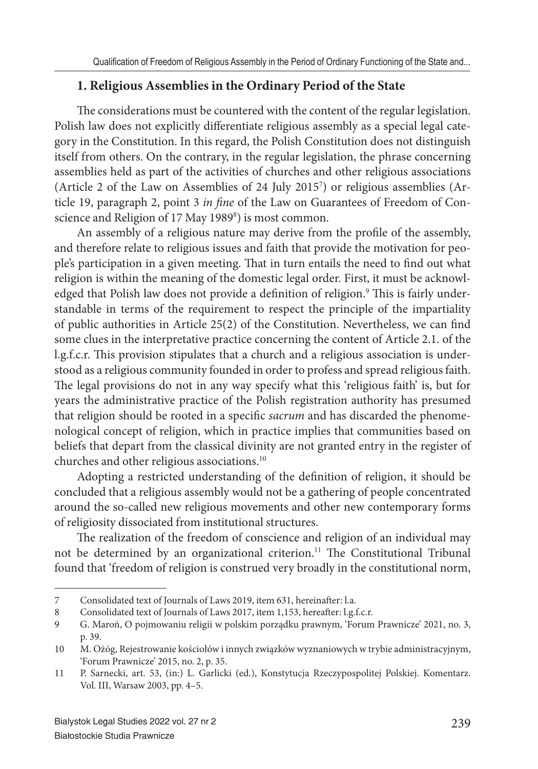## 1. Religious Assemblies in the Ordinary Period of the State

The considerations must be countered with the content of the regular legislation. Polish law does not explicitly differentiate religious assembly as a special legal category in the Constitution. In this regard, the Polish Constitution does not distinguish itself from others. On the contrary, in the regular legislation, the phrase concerning assemblies held as part of the activities of churches and other religious associations (Article 2 of the Law on Assemblies of 24 July 2015[7]) or religious assemblies (Article 19, paragraph 2, point 3 *in fine* of the Law on Guarantees of Freedom of Conscience and Religion of 17 May 1989[8]) is most common.

An assembly of a religious nature may derive from the profile of the assembly, and therefore relate to religious issues and faith that provide the motivation for people's participation in a given meeting. That in turn entails the need to find out what religion is within the meaning of the domestic legal order. First, it must be acknowledged that Polish law does not provide a definition of religion.[9] This is fairly understandable in terms of the requirement to respect the principle of the impartiality of public authorities in Article 25(2) of the Constitution. Nevertheless, we can find some clues in the interpretative practice concerning the content of Article 2.1. of the l.g.f.c.r. This provision stipulates that a church and a religious association is understood as a religious community founded in order to profess and spread religious faith. The legal provisions do not in any way specify what this 'religious faith' is, but for years the administrative practice of the Polish registration authority has presumed that religion should be rooted in a specific *sacrum* and has discarded the phenomenological concept of religion, which in practice implies that communities based on beliefs that depart from the classical divinity are not granted entry in the register of churches and other religious associations.[10]

Adopting a restricted understanding of the definition of religion, it should be concluded that a religious assembly would not be a gathering of people concentrated around the so-called new religious movements and other new contemporary forms of religiosity dissociated from institutional structures.

The realization of the freedom of conscience and religion of an individual may not be determined by an organizational criterion.[11] The Constitutional Tribunal found that 'freedom of religion is construed very broadly in the constitutional norm,

---

7 Consolidated text of Journals of Laws 2019, item 631, hereinafter: l.a.

8 Consolidated text of Journals of Laws 2017, item 1,153, hereafter: l.g.f.c.r.

9 G. Maroń, O pojmowaniu religii w polskim porządku prawnym, 'Forum Prawnicze' 2021, no. 3, p. 39.

10 M. Ożóg, Rejestrowanie kościołów i innych związków wyznaniowych w trybie administracyjnym, 'Forum Prawnicze' 2015, no. 2, p. 35.

11 P. Sarnecki, art. 53, (in:) L. Garlicki (ed.), Konstytucja Rzeczypospolitej Polskiej. Komentarz. Vol. III, Warsaw 2003, pp. 4–5.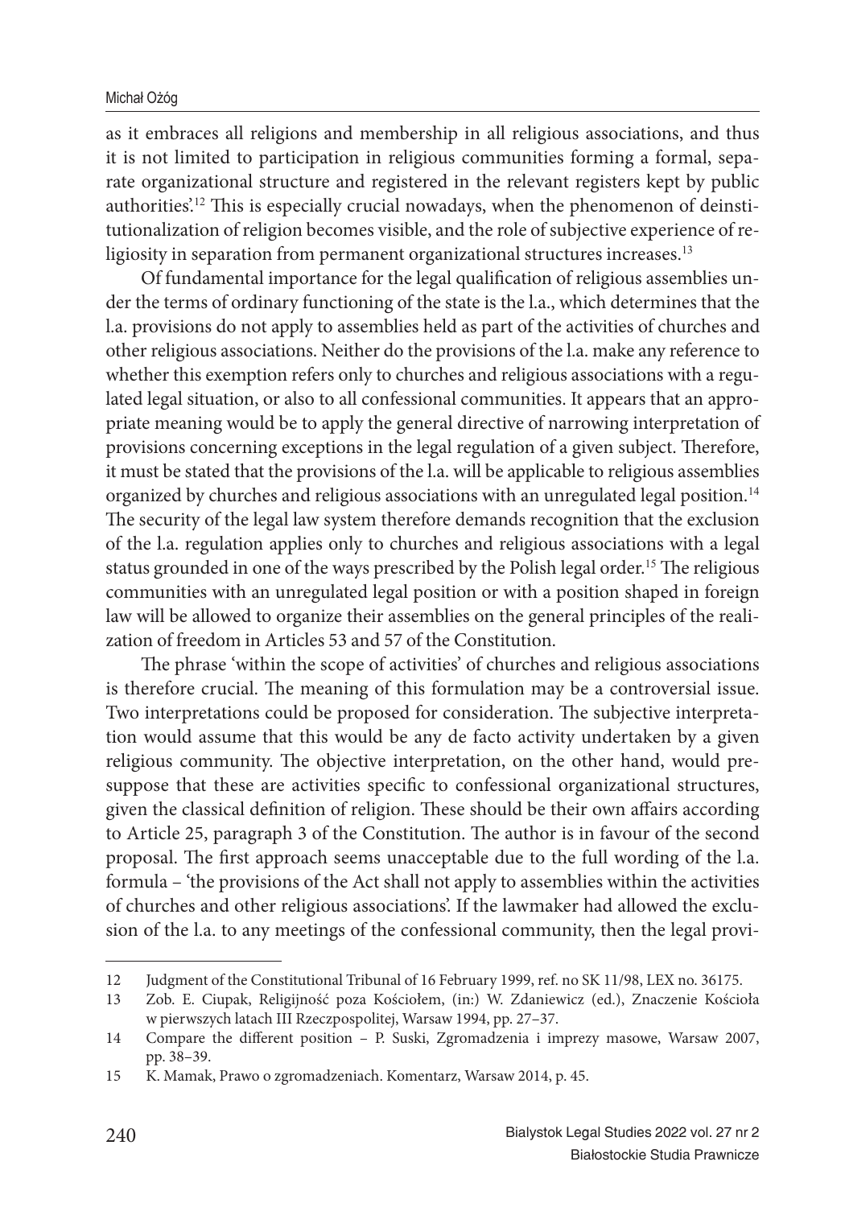as it embraces all religions and membership in all religious associations, and thus it is not limited to participation in religious communities forming a formal, separate organizational structure and registered in the relevant registers kept by public authorities'.[12] This is especially crucial nowadays, when the phenomenon of deinstitutionalization of religion becomes visible, and the role of subjective experience of religiosity in separation from permanent organizational structures increases.[13]

Of fundamental importance for the legal qualification of religious assemblies under the terms of ordinary functioning of the state is the l.a., which determines that the l.a. provisions do not apply to assemblies held as part of the activities of churches and other religious associations. Neither do the provisions of the l.a. make any reference to whether this exemption refers only to churches and religious associations with a regulated legal situation, or also to all confessional communities. It appears that an appropriate meaning would be to apply the general directive of narrowing interpretation of provisions concerning exceptions in the legal regulation of a given subject. Therefore, it must be stated that the provisions of the l.a. will be applicable to religious assemblies organized by churches and religious associations with an unregulated legal position.[14] The security of the legal law system therefore demands recognition that the exclusion of the l.a. regulation applies only to churches and religious associations with a legal status grounded in one of the ways prescribed by the Polish legal order.[15] The religious communities with an unregulated legal position or with a position shaped in foreign law will be allowed to organize their assemblies on the general principles of the realization of freedom in Articles 53 and 57 of the Constitution.

The phrase 'within the scope of activities' of churches and religious associations is therefore crucial. The meaning of this formulation may be a controversial issue. Two interpretations could be proposed for consideration. The subjective interpretation would assume that this would be any de facto activity undertaken by a given religious community. The objective interpretation, on the other hand, would presuppose that these are activities specific to confessional organizational structures, given the classical definition of religion. These should be their own affairs according to Article 25, paragraph 3 of the Constitution. The author is in favour of the second proposal. The first approach seems unacceptable due to the full wording of the l.a. formula – 'the provisions of the Act shall not apply to assemblies within the activities of churches and other religious associations'. If the lawmaker had allowed the exclusion of the l.a. to any meetings of the confessional community, then the legal provi-

---

12 Judgment of the Constitutional Tribunal of 16 February 1999, ref. no SK 11/98, LEX no. 36175.

13 Zob. E. Ciupak, Religijność poza Kościołem, (in:) W. Zdaniewicz (ed.), Znaczenie Kościoła w pierwszych latach III Rzeczpospolitej, Warsaw 1994, pp. 27–37.

14 Compare the different position – P. Suski, Zgromadzenia i imprezy masowe, Warsaw 2007, pp. 38–39.

15 K. Mamak, Prawo o zgromadzeniach. Komentarz, Warsaw 2014, p. 45.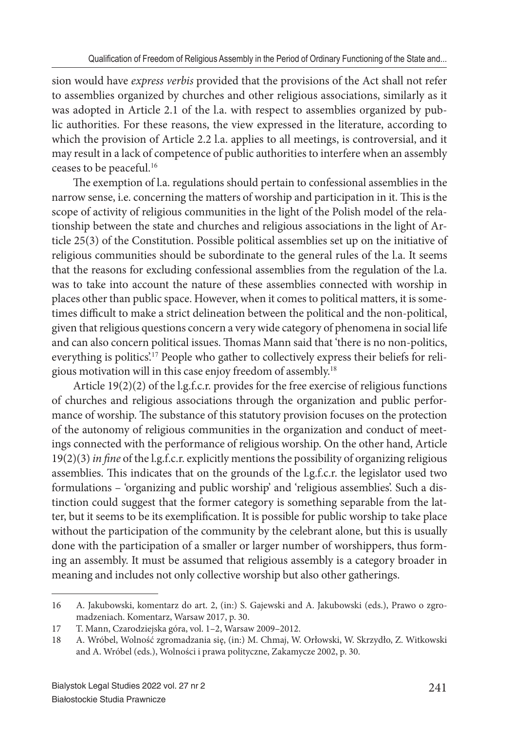sion would have *express verbis* provided that the provisions of the Act shall not refer to assemblies organized by churches and other religious associations, similarly as it was adopted in Article 2.1 of the l.a. with respect to assemblies organized by public authorities. For these reasons, the view expressed in the literature, according to which the provision of Article 2.2 l.a. applies to all meetings, is controversial, and it may result in a lack of competence of public authorities to interfere when an assembly ceases to be peaceful.[16]

The exemption of l.a. regulations should pertain to confessional assemblies in the narrow sense, i.e. concerning the matters of worship and participation in it. This is the scope of activity of religious communities in the light of the Polish model of the relationship between the state and churches and religious associations in the light of Article 25(3) of the Constitution. Possible political assemblies set up on the initiative of religious communities should be subordinate to the general rules of the l.a. It seems that the reasons for excluding confessional assemblies from the regulation of the l.a. was to take into account the nature of these assemblies connected with worship in places other than public space. However, when it comes to political matters, it is sometimes difficult to make a strict delineation between the political and the non-political, given that religious questions concern a very wide category of phenomena in social life and can also concern political issues. Thomas Mann said that 'there is no non-politics, everything is politics'.[17] People who gather to collectively express their beliefs for religious motivation will in this case enjoy freedom of assembly.[18]

Article 19(2)(2) of the l.g.f.c.r. provides for the free exercise of religious functions of churches and religious associations through the organization and public performance of worship. The substance of this statutory provision focuses on the protection of the autonomy of religious communities in the organization and conduct of meetings connected with the performance of religious worship. On the other hand, Article 19(2)(3) *in fine* of the l.g.f.c.r. explicitly mentions the possibility of organizing religious assemblies. This indicates that on the grounds of the l.g.f.c.r. the legislator used two formulations – 'organizing and public worship' and 'religious assemblies'. Such a distinction could suggest that the former category is something separable from the latter, but it seems to be its exemplification. It is possible for public worship to take place without the participation of the community by the celebrant alone, but this is usually done with the participation of a smaller or larger number of worshippers, thus forming an assembly. It must be assumed that religious assembly is a category broader in meaning and includes not only collective worship but also other gatherings.

---

16 A. Jakubowski, komentarz do art. 2, (in:) S. Gajewski and A. Jakubowski (eds.), Prawo o zgromadzeniach. Komentarz, Warsaw 2017, p. 30.

17 T. Mann, Czarodziejska góra, vol. 1–2, Warsaw 2009–2012.

18 A. Wróbel, Wolność zgromadzania się, (in:) M. Chmaj, W. Orłowski, W. Skrzydło, Z. Witkowski and A. Wróbel (eds.), Wolności i prawa polityczne, Zakamycze 2002, p. 30.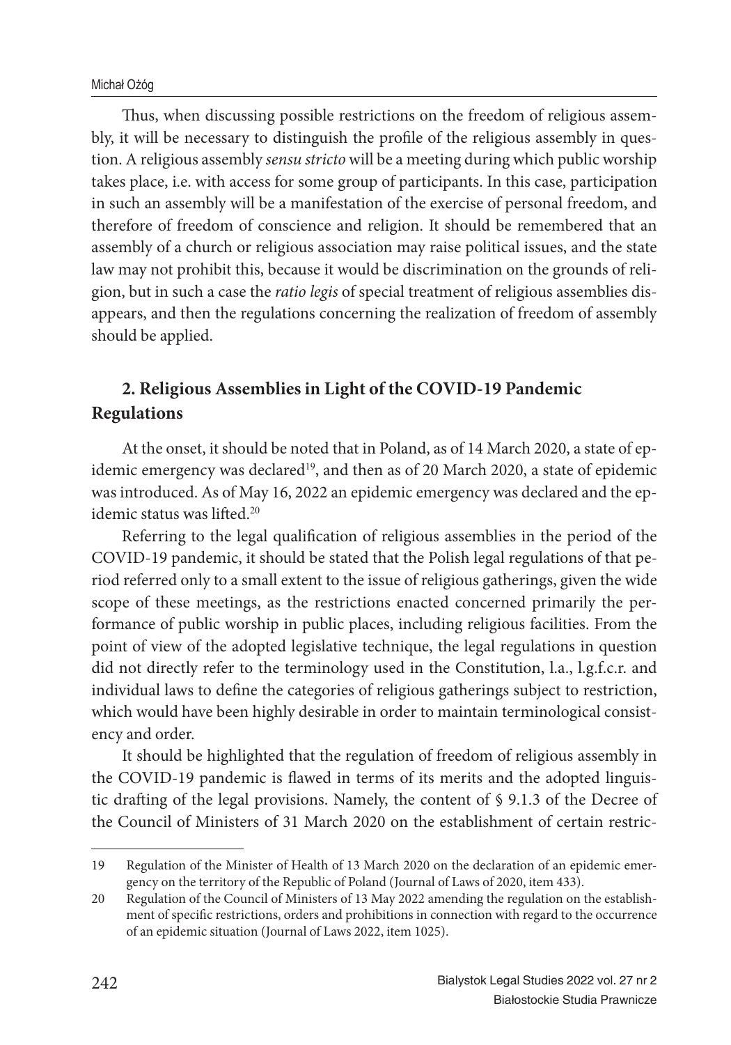Thus, when discussing possible restrictions on the freedom of religious assembly, it will be necessary to distinguish the profile of the religious assembly in question. A religious assembly *sensu stricto* will be a meeting during which public worship takes place, i.e. with access for some group of participants. In this case, participation in such an assembly will be a manifestation of the exercise of personal freedom, and therefore of freedom of conscience and religion. It should be remembered that an assembly of a church or religious association may raise political issues, and the state law may not prohibit this, because it would be discrimination on the grounds of religion, but in such a case the *ratio legis* of special treatment of religious assemblies disappears, and then the regulations concerning the realization of freedom of assembly should be applied.

## 2. Religious Assemblies in Light of the COVID-19 Pandemic Regulations

At the onset, it should be noted that in Poland, as of 14 March 2020, a state of epidemic emergency was declared[19], and then as of 20 March 2020, a state of epidemic was introduced. As of May 16, 2022 an epidemic emergency was declared and the epidemic status was lifted.[20]

Referring to the legal qualification of religious assemblies in the period of the COVID-19 pandemic, it should be stated that the Polish legal regulations of that period referred only to a small extent to the issue of religious gatherings, given the wide scope of these meetings, as the restrictions enacted concerned primarily the performance of public worship in public places, including religious facilities. From the point of view of the adopted legislative technique, the legal regulations in question did not directly refer to the terminology used in the Constitution, l.a., l.g.f.c.r. and individual laws to define the categories of religious gatherings subject to restriction, which would have been highly desirable in order to maintain terminological consistency and order.

It should be highlighted that the regulation of freedom of religious assembly in the COVID-19 pandemic is flawed in terms of its merits and the adopted linguistic drafting of the legal provisions. Namely, the content of § 9.1.3 of the Decree of the Council of Ministers of 31 March 2020 on the establishment of certain restric-

---

19 Regulation of the Minister of Health of 13 March 2020 on the declaration of an epidemic emergency on the territory of the Republic of Poland (Journal of Laws of 2020, item 433).

20 Regulation of the Council of Ministers of 13 May 2022 amending the regulation on the establishment of specific restrictions, orders and prohibitions in connection with regard to the occurrence of an epidemic situation (Journal of Laws 2022, item 1025).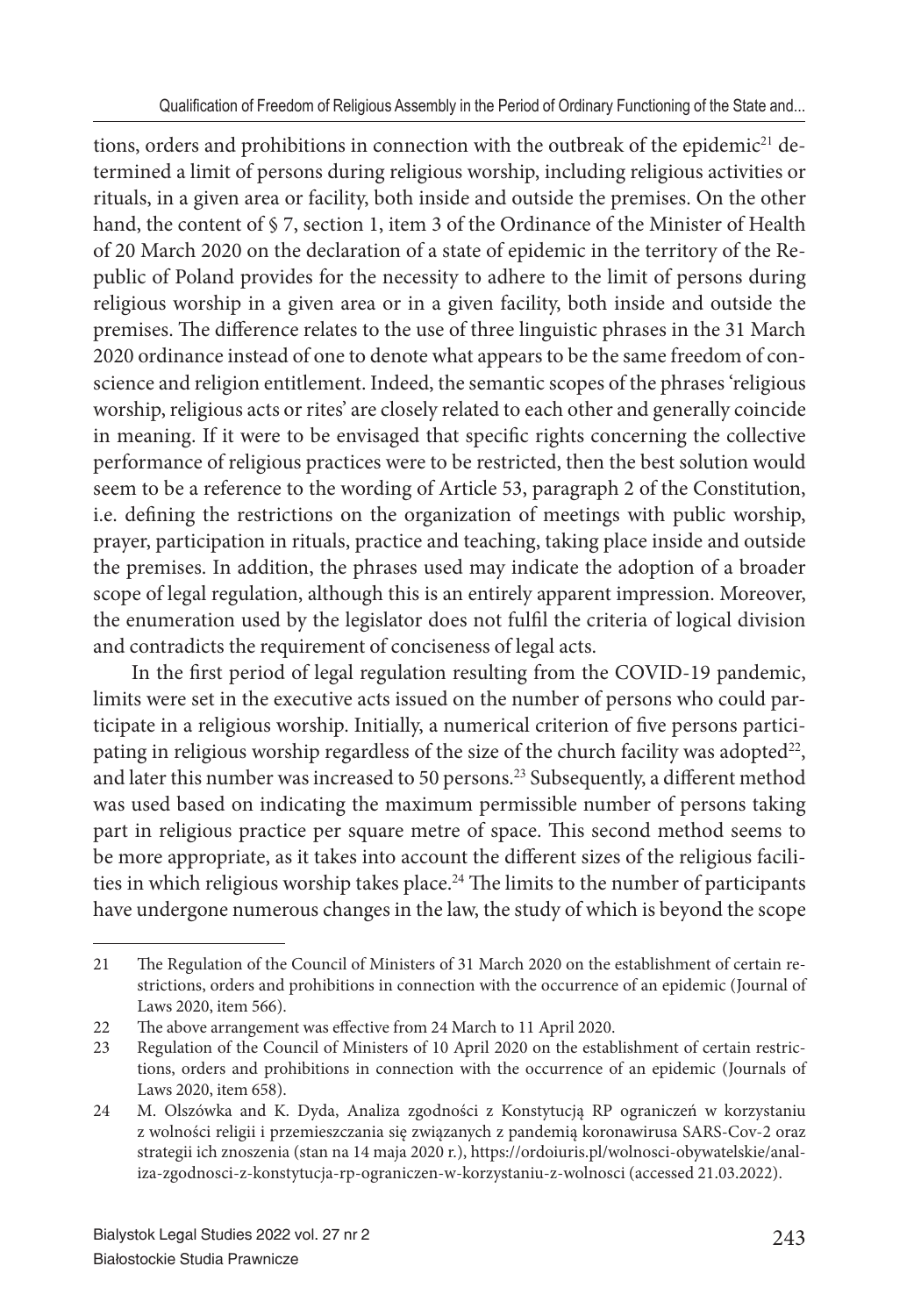tions, orders and prohibitions in connection with the outbreak of the epidemic[21] determined a limit of persons during religious worship, including religious activities or rituals, in a given area or facility, both inside and outside the premises. On the other hand, the content of § 7, section 1, item 3 of the Ordinance of the Minister of Health of 20 March 2020 on the declaration of a state of epidemic in the territory of the Republic of Poland provides for the necessity to adhere to the limit of persons during religious worship in a given area or in a given facility, both inside and outside the premises. The difference relates to the use of three linguistic phrases in the 31 March 2020 ordinance instead of one to denote what appears to be the same freedom of conscience and religion entitlement. Indeed, the semantic scopes of the phrases 'religious worship, religious acts or rites' are closely related to each other and generally coincide in meaning. If it were to be envisaged that specific rights concerning the collective performance of religious practices were to be restricted, then the best solution would seem to be a reference to the wording of Article 53, paragraph 2 of the Constitution, i.e. defining the restrictions on the organization of meetings with public worship, prayer, participation in rituals, practice and teaching, taking place inside and outside the premises. In addition, the phrases used may indicate the adoption of a broader scope of legal regulation, although this is an entirely apparent impression. Moreover, the enumeration used by the legislator does not fulfil the criteria of logical division and contradicts the requirement of conciseness of legal acts.

In the first period of legal regulation resulting from the COVID-19 pandemic, limits were set in the executive acts issued on the number of persons who could participate in a religious worship. Initially, a numerical criterion of five persons participating in religious worship regardless of the size of the church facility was adopted[22], and later this number was increased to 50 persons.[23] Subsequently, a different method was used based on indicating the maximum permissible number of persons taking part in religious practice per square metre of space. This second method seems to be more appropriate, as it takes into account the different sizes of the religious facilities in which religious worship takes place.[24] The limits to the number of participants have undergone numerous changes in the law, the study of which is beyond the scope

---

21 The Regulation of the Council of Ministers of 31 March 2020 on the establishment of certain restrictions, orders and prohibitions in connection with the occurrence of an epidemic (Journal of Laws 2020, item 566).

22 The above arrangement was effective from 24 March to 11 April 2020.

23 Regulation of the Council of Ministers of 10 April 2020 on the establishment of certain restrictions, orders and prohibitions in connection with the occurrence of an epidemic (Journals of Laws 2020, item 658).

24 M. Olszówka and K. Dyda, Analiza zgodności z Konstytucją RP ograniczeń w korzystaniu z wolności religii i przemieszczania się związanych z pandemią koronawirusa SARS-Cov-2 oraz strategii ich znoszenia (stan na 14 maja 2020 r.), https://ordoiuris.pl/wolnosci-obywatelskie/analiza-zgodnosci-z-konstytucja-rp-ograniczen-w-korzystaniu-z-wolnosci (accessed 21.03.2022).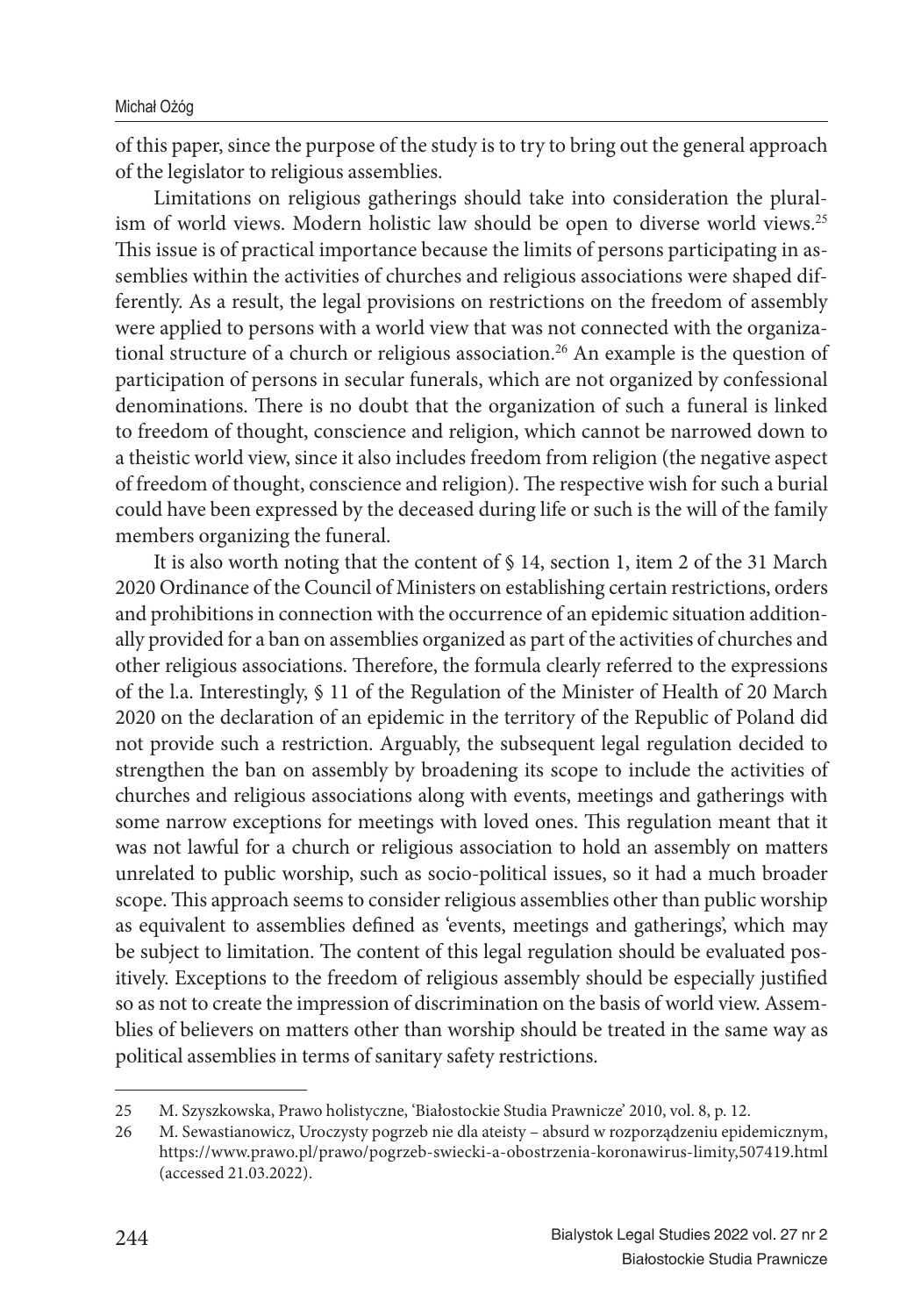of this paper, since the purpose of the study is to try to bring out the general approach of the legislator to religious assemblies.

Limitations on religious gatherings should take into consideration the pluralism of world views. Modern holistic law should be open to diverse world views.[25] This issue is of practical importance because the limits of persons participating in assemblies within the activities of churches and religious associations were shaped differently. As a result, the legal provisions on restrictions on the freedom of assembly were applied to persons with a world view that was not connected with the organizational structure of a church or religious association.[26] An example is the question of participation of persons in secular funerals, which are not organized by confessional denominations. There is no doubt that the organization of such a funeral is linked to freedom of thought, conscience and religion, which cannot be narrowed down to a theistic world view, since it also includes freedom from religion (the negative aspect of freedom of thought, conscience and religion). The respective wish for such a burial could have been expressed by the deceased during life or such is the will of the family members organizing the funeral.

It is also worth noting that the content of § 14, section 1, item 2 of the 31 March 2020 Ordinance of the Council of Ministers on establishing certain restrictions, orders and prohibitions in connection with the occurrence of an epidemic situation additionally provided for a ban on assemblies organized as part of the activities of churches and other religious associations. Therefore, the formula clearly referred to the expressions of the l.a. Interestingly, § 11 of the Regulation of the Minister of Health of 20 March 2020 on the declaration of an epidemic in the territory of the Republic of Poland did not provide such a restriction. Arguably, the subsequent legal regulation decided to strengthen the ban on assembly by broadening its scope to include the activities of churches and religious associations along with events, meetings and gatherings with some narrow exceptions for meetings with loved ones. This regulation meant that it was not lawful for a church or religious association to hold an assembly on matters unrelated to public worship, such as socio-political issues, so it had a much broader scope. This approach seems to consider religious assemblies other than public worship as equivalent to assemblies defined as 'events, meetings and gatherings', which may be subject to limitation. The content of this legal regulation should be evaluated positively. Exceptions to the freedom of religious assembly should be especially justified so as not to create the impression of discrimination on the basis of world view. Assemblies of believers on matters other than worship should be treated in the same way as political assemblies in terms of sanitary safety restrictions.

---

25 M. Szyszkowska, Prawo holistyczne, 'Białostockie Studia Prawnicze' 2010, vol. 8, p. 12.

26 M. Sewastianowicz, Uroczysty pogrzeb nie dla ateisty – absurd w rozporządzeniu epidemicznym, https://www.prawo.pl/prawo/pogrzeb-swiecki-a-obostrzenia-koronawirus-limity,507419.html (accessed 21.03.2022).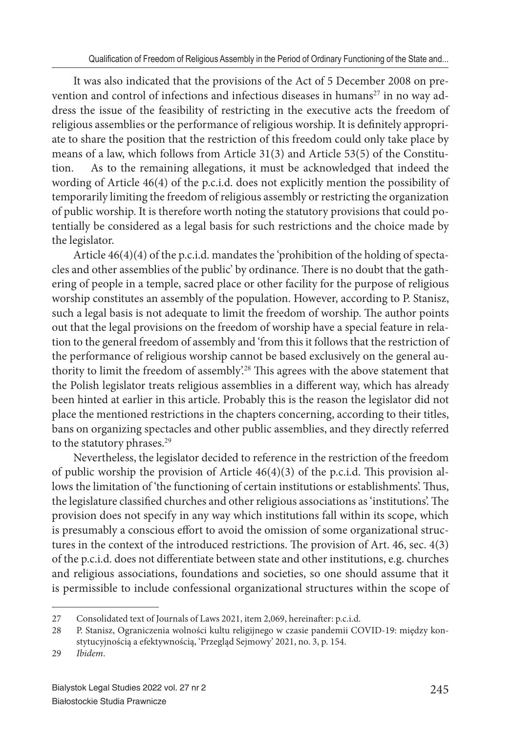It was also indicated that the provisions of the Act of 5 December 2008 on prevention and control of infections and infectious diseases in humans[27] in no way address the issue of the feasibility of restricting in the executive acts the freedom of religious assemblies or the performance of religious worship. It is definitely appropriate to share the position that the restriction of this freedom could only take place by means of a law, which follows from Article 31(3) and Article 53(5) of the Constitution. As to the remaining allegations, it must be acknowledged that indeed the wording of Article 46(4) of the p.c.i.d. does not explicitly mention the possibility of temporarily limiting the freedom of religious assembly or restricting the organization of public worship. It is therefore worth noting the statutory provisions that could potentially be considered as a legal basis for such restrictions and the choice made by the legislator.

Article 46(4)(4) of the p.c.i.d. mandates the 'prohibition of the holding of spectacles and other assemblies of the public' by ordinance. There is no doubt that the gathering of people in a temple, sacred place or other facility for the purpose of religious worship constitutes an assembly of the population. However, according to P. Stanisz, such a legal basis is not adequate to limit the freedom of worship. The author points out that the legal provisions on the freedom of worship have a special feature in relation to the general freedom of assembly and 'from this it follows that the restriction of the performance of religious worship cannot be based exclusively on the general authority to limit the freedom of assembly'.[28] This agrees with the above statement that the Polish legislator treats religious assemblies in a different way, which has already been hinted at earlier in this article. Probably this is the reason the legislator did not place the mentioned restrictions in the chapters concerning, according to their titles, bans on organizing spectacles and other public assemblies, and they directly referred to the statutory phrases.[29]

Nevertheless, the legislator decided to reference in the restriction of the freedom of public worship the provision of Article 46(4)(3) of the p.c.i.d. This provision allows the limitation of 'the functioning of certain institutions or establishments'. Thus, the legislature classified churches and other religious associations as 'institutions'. The provision does not specify in any way which institutions fall within its scope, which is presumably a conscious effort to avoid the omission of some organizational structures in the context of the introduced restrictions. The provision of Art. 46, sec. 4(3) of the p.c.i.d. does not differentiate between state and other institutions, e.g. churches and religious associations, foundations and societies, so one should assume that it is permissible to include confessional organizational structures within the scope of

---

27 Consolidated text of Journals of Laws 2021, item 2,069, hereinafter: p.c.i.d.

28 P. Stanisz, Ograniczenia wolności kultu religijnego w czasie pandemii COVID-19: między konstytucyjnością a efektywnością, 'Przegląd Sejmowy' 2021, no. 3, p. 154.

29 *Ibidem*.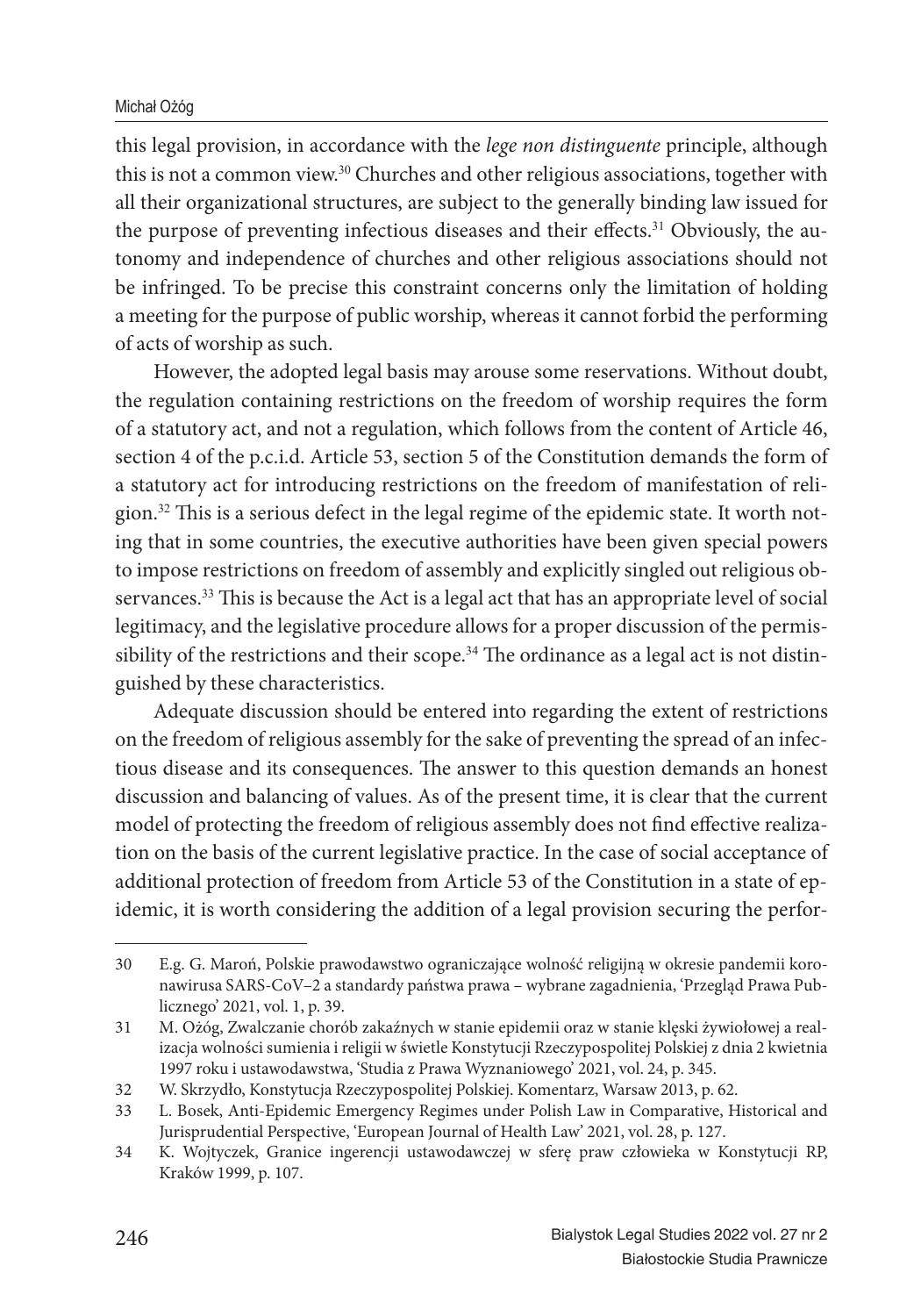this legal provision, in accordance with the *lege non distinguente* principle, although this is not a common view.[30] Churches and other religious associations, together with all their organizational structures, are subject to the generally binding law issued for the purpose of preventing infectious diseases and their effects.[31] Obviously, the autonomy and independence of churches and other religious associations should not be infringed. To be precise this constraint concerns only the limitation of holding a meeting for the purpose of public worship, whereas it cannot forbid the performing of acts of worship as such.

However, the adopted legal basis may arouse some reservations. Without doubt, the regulation containing restrictions on the freedom of worship requires the form of a statutory act, and not a regulation, which follows from the content of Article 46, section 4 of the p.c.i.d. Article 53, section 5 of the Constitution demands the form of a statutory act for introducing restrictions on the freedom of manifestation of religion.[32] This is a serious defect in the legal regime of the epidemic state. It worth noting that in some countries, the executive authorities have been given special powers to impose restrictions on freedom of assembly and explicitly singled out religious observances.[33] This is because the Act is a legal act that has an appropriate level of social legitimacy, and the legislative procedure allows for a proper discussion of the permissibility of the restrictions and their scope.[34] The ordinance as a legal act is not distinguished by these characteristics.

Adequate discussion should be entered into regarding the extent of restrictions on the freedom of religious assembly for the sake of preventing the spread of an infectious disease and its consequences. The answer to this question demands an honest discussion and balancing of values. As of the present time, it is clear that the current model of protecting the freedom of religious assembly does not find effective realization on the basis of the current legislative practice. In the case of social acceptance of additional protection of freedom from Article 53 of the Constitution in a state of epidemic, it is worth considering the addition of a legal provision securing the perfor-

---

30 E.g. G. Maroń, Polskie prawodawstwo ograniczające wolność religijną w okresie pandemii koronawirusa SARS-CoV–2 a standardy państwa prawa – wybrane zagadnienia, 'Przegląd Prawa Publicznego' 2021, vol. 1, p. 39.

31 M. Ożóg, Zwalczanie chorób zakaźnych w stanie epidemii oraz w stanie klęski żywiołowej a realizacja wolności sumienia i religii w świetle Konstytucji Rzeczypospolitej Polskiej z dnia 2 kwietnia 1997 roku i ustawodawstwa, 'Studia z Prawa Wyznaniowego' 2021, vol. 24, p. 345.

32 W. Skrzydło, Konstytucja Rzeczypospolitej Polskiej. Komentarz, Warsaw 2013, p. 62.

33 L. Bosek, Anti-Epidemic Emergency Regimes under Polish Law in Comparative, Historical and Jurisprudential Perspective, 'European Journal of Health Law' 2021, vol. 28, p. 127.

34 K. Wojtyczek, Granice ingerencji ustawodawczej w sferę praw człowieka w Konstytucji RP, Kraków 1999, p. 107.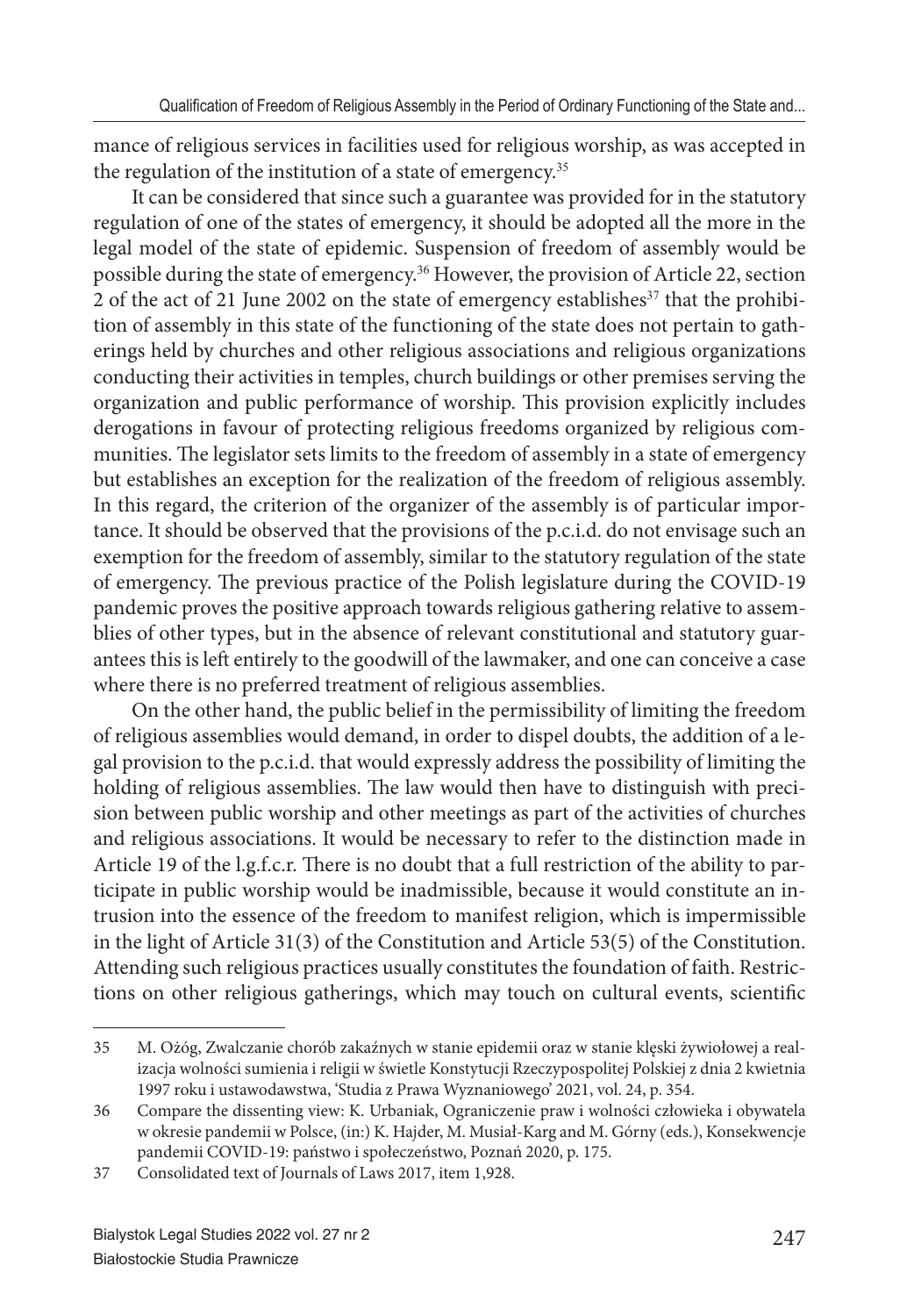mance of religious services in facilities used for religious worship, as was accepted in the regulation of the institution of a state of emergency.[35]

It can be considered that since such a guarantee was provided for in the statutory regulation of one of the states of emergency, it should be adopted all the more in the legal model of the state of epidemic. Suspension of freedom of assembly would be possible during the state of emergency.[36] However, the provision of Article 22, section 2 of the act of 21 June 2002 on the state of emergency establishes[37] that the prohibition of assembly in this state of the functioning of the state does not pertain to gatherings held by churches and other religious associations and religious organizations conducting their activities in temples, church buildings or other premises serving the organization and public performance of worship. This provision explicitly includes derogations in favour of protecting religious freedoms organized by religious communities. The legislator sets limits to the freedom of assembly in a state of emergency but establishes an exception for the realization of the freedom of religious assembly. In this regard, the criterion of the organizer of the assembly is of particular importance. It should be observed that the provisions of the p.c.i.d. do not envisage such an exemption for the freedom of assembly, similar to the statutory regulation of the state of emergency. The previous practice of the Polish legislature during the COVID-19 pandemic proves the positive approach towards religious gathering relative to assemblies of other types, but in the absence of relevant constitutional and statutory guarantees this is left entirely to the goodwill of the lawmaker, and one can conceive a case where there is no preferred treatment of religious assemblies.

On the other hand, the public belief in the permissibility of limiting the freedom of religious assemblies would demand, in order to dispel doubts, the addition of a legal provision to the p.c.i.d. that would expressly address the possibility of limiting the holding of religious assemblies. The law would then have to distinguish with precision between public worship and other meetings as part of the activities of churches and religious associations. It would be necessary to refer to the distinction made in Article 19 of the l.g.f.c.r. There is no doubt that a full restriction of the ability to participate in public worship would be inadmissible, because it would constitute an intrusion into the essence of the freedom to manifest religion, which is impermissible in the light of Article 31(3) of the Constitution and Article 53(5) of the Constitution. Attending such religious practices usually constitutes the foundation of faith. Restrictions on other religious gatherings, which may touch on cultural events, scientific

---

35 M. Ożóg, Zwalczanie chorób zakaźnych w stanie epidemii oraz w stanie klęski żywiołowej a realizacja wolności sumienia i religii w świetle Konstytucji Rzeczypospolitej Polskiej z dnia 2 kwietnia 1997 roku i ustawodawstwa, 'Studia z Prawa Wyznaniowego' 2021, vol. 24, p. 354.

36 Compare the dissenting view: K. Urbaniak, Ograniczenie praw i wolności człowieka i obywatela w okresie pandemii w Polsce, (in:) K. Hajder, M. Musiał-Karg and M. Górny (eds.), Konsekwencje pandemii COVID-19: państwo i społeczeństwo, Poznań 2020, p. 175.

37 Consolidated text of Journals of Laws 2017, item 1,928.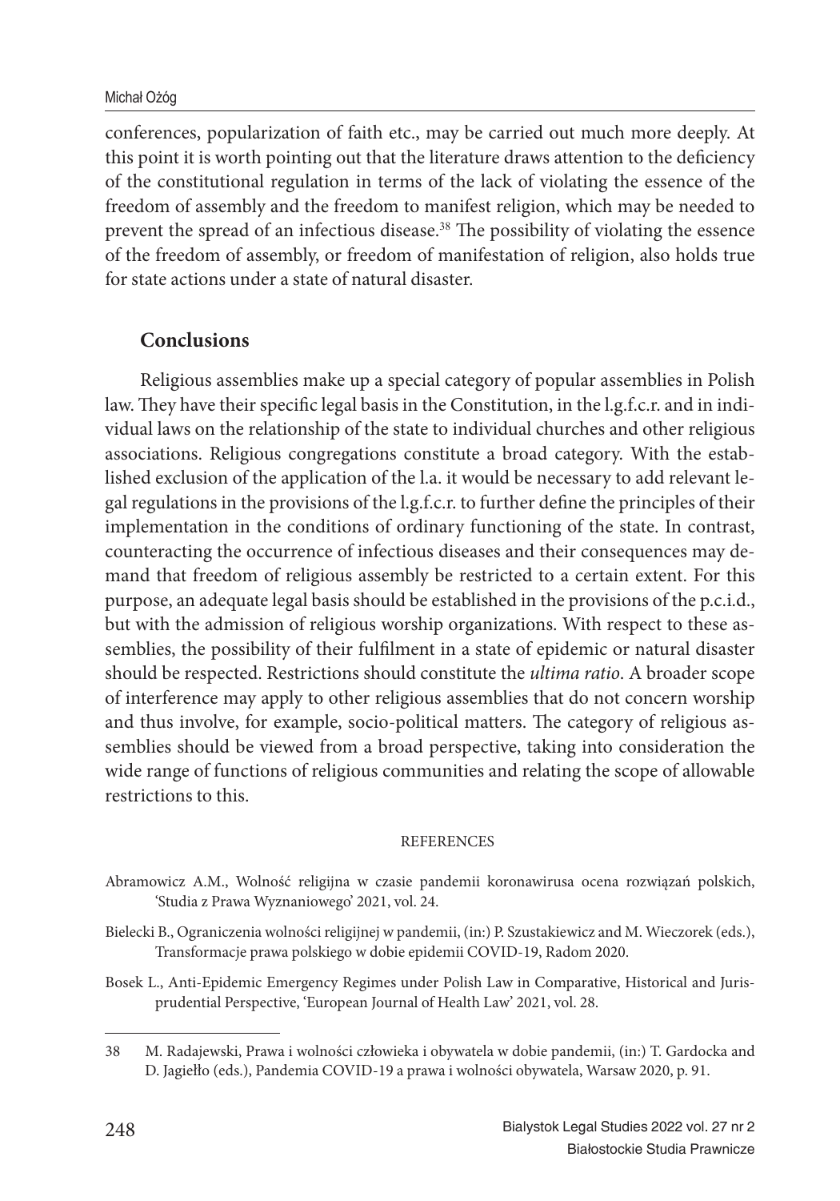conferences, popularization of faith etc., may be carried out much more deeply. At this point it is worth pointing out that the literature draws attention to the deficiency of the constitutional regulation in terms of the lack of violating the essence of the freedom of assembly and the freedom to manifest religion, which may be needed to prevent the spread of an infectious disease.[38] The possibility of violating the essence of the freedom of assembly, or freedom of manifestation of religion, also holds true for state actions under a state of natural disaster.

## Conclusions

Religious assemblies make up a special category of popular assemblies in Polish law. They have their specific legal basis in the Constitution, in the l.g.f.c.r. and in individual laws on the relationship of the state to individual churches and other religious associations. Religious congregations constitute a broad category. With the established exclusion of the application of the l.a. it would be necessary to add relevant legal regulations in the provisions of the l.g.f.c.r. to further define the principles of their implementation in the conditions of ordinary functioning of the state. In contrast, counteracting the occurrence of infectious diseases and their consequences may demand that freedom of religious assembly be restricted to a certain extent. For this purpose, an adequate legal basis should be established in the provisions of the p.c.i.d., but with the admission of religious worship organizations. With respect to these assemblies, the possibility of their fulfilment in a state of epidemic or natural disaster should be respected. Restrictions should constitute the *ultima ratio*. A broader scope of interference may apply to other religious assemblies that do not concern worship and thus involve, for example, socio-political matters. The category of religious assemblies should be viewed from a broad perspective, taking into consideration the wide range of functions of religious communities and relating the scope of allowable restrictions to this.

### REFERENCES

Abramowicz A.M., Wolność religijna w czasie pandemii koronawirusa ocena rozwiązań polskich, 'Studia z Prawa Wyznaniowego' 2021, vol. 24.

Bielecki B., Ograniczenia wolności religijnej w pandemii, (in:) P. Szustakiewicz and M. Wieczorek (eds.), Transformacje prawa polskiego w dobie epidemii COVID-19, Radom 2020.

Bosek L., Anti-Epidemic Emergency Regimes under Polish Law in Comparative, Historical and Jurisprudential Perspective, 'European Journal of Health Law' 2021, vol. 28.

---

38 M. Radajewski, Prawa i wolności człowieka i obywatela w dobie pandemii, (in:) T. Gardocka and D. Jagiełło (eds.), Pandemia COVID-19 a prawa i wolności obywatela, Warsaw 2020, p. 91.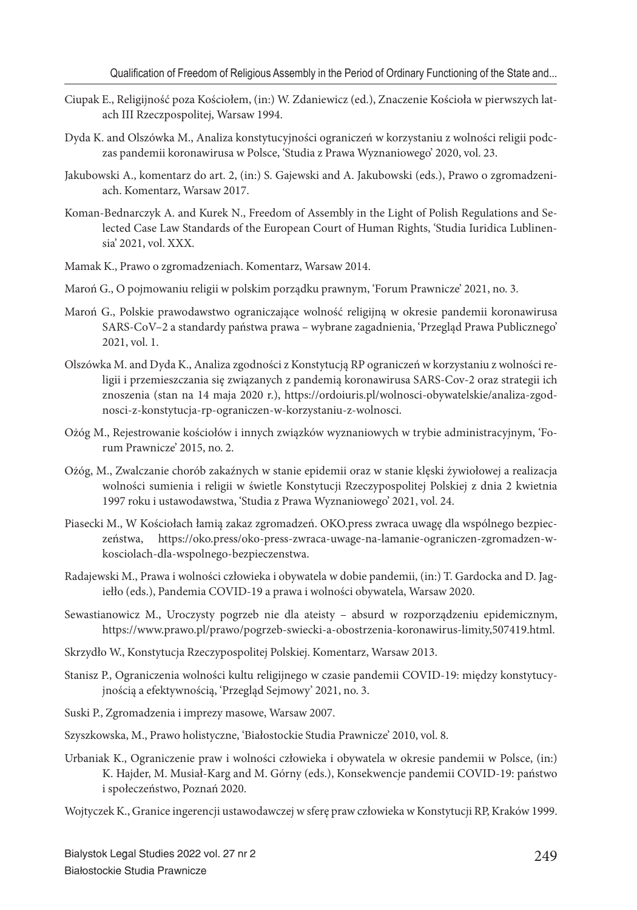Ciupak E., Religijność poza Kościołem, (in:) W. Zdaniewicz (ed.), Znaczenie Kościoła w pierwszych latach III Rzeczypospolitej, Warsaw 1994.

Dyda K. and Olszówka M., Analiza konstytucyjności ograniczeń w korzystaniu z wolności religii podczas pandemii koronawirusa w Polsce, 'Studia z Prawa Wyznaniowego' 2020, vol. 23.

Jakubowski A., komentarz do art. 2, (in:) S. Gajewski and A. Jakubowski (eds.), Prawo o zgromadzeniach. Komentarz, Warsaw 2017.

Koman-Bednarczyk A. and Kurek N., Freedom of Assembly in the Light of Polish Regulations and Selected Case Law Standards of the European Court of Human Rights, 'Studia Iuridica Lublinensia' 2021, vol. XXX.

Mamak K., Prawo o zgromadzeniach. Komentarz, Warsaw 2014.

Maroń G., O pojmowaniu religii w polskim porządku prawnym, 'Forum Prawnicze' 2021, no. 3.

Maroń G., Polskie prawodawstwo ograniczające wolność religijną w okresie pandemii koronawirusa SARS-CoV–2 a standardy państwa prawa – wybrane zagadnienia, 'Przegląd Prawa Publicznego' 2021, vol. 1.

Olszówka M. and Dyda K., Analiza zgodności z Konstytucją RP ograniczeń w korzystaniu z wolności religii i przemieszczania się związanych z pandemią koronawirusa SARS-Cov-2 oraz strategii ich znoszenia (stan na 14 maja 2020 r.), https://ordoiuris.pl/wolnosci-obywatelskie/analiza-zgodnosci-z-konstytucja-rp-ograniczen-w-korzystaniu-z-wolnosci.

Ożóg M., Rejestrowanie kościołów i innych związków wyznaniowych w trybie administracyjnym, 'Forum Prawnicze' 2015, no. 2.

Ożóg, M., Zwalczanie chorób zakaźnych w stanie epidemii oraz w stanie klęski żywiołowej a realizacja wolności sumienia i religii w świetle Konstytucji Rzeczypospolitej Polskiej z dnia 2 kwietnia 1997 roku i ustawodawstwa, 'Studia z Prawa Wyznaniowego' 2021, vol. 24.

Piasecki M., W Kościołach łamią zakaz zgromadzeń. OKO.press zwraca uwagę dla wspólnego bezpieczeństwa, https://oko.press/oko-press-zwraca-uwage-na-lamanie-ograniczen-zgromadzen-w-kosciolach-dla-wspolnego-bezpieczenstwa.

Radajewski M., Prawa i wolności człowieka i obywatela w dobie pandemii, (in:) T. Gardocka and D. Jagiełło (eds.), Pandemia COVID-19 a prawa i wolności obywatela, Warsaw 2020.

Sewastianowicz M., Uroczysty pogrzeb nie dla ateisty – absurd w rozporządzeniu epidemicznym, https://www.prawo.pl/prawo/pogrzeb-swiecki-a-obostrzenia-koronawirus-limity,507419.html.

Skrzydło W., Konstytucja Rzeczypospolitej Polskiej. Komentarz, Warsaw 2013.

Stanisz P., Ograniczenia wolności kultu religijnego w czasie pandemii COVID-19: między konstytucyjnością a efektywnością, 'Przegląd Sejmowy' 2021, no. 3.

Suski P., Zgromadzenia i imprezy masowe, Warsaw 2007.

Szyszkowska, M., Prawo holistyczne, 'Białostockie Studia Prawnicze' 2010, vol. 8.

Urbaniak K., Ograniczenie praw i wolności człowieka i obywatela w okresie pandemii w Polsce, (in:) K. Hajder, M. Musiał-Karg and M. Górny (eds.), Konsekwencje pandemii COVID-19: państwo i społeczeństwo, Poznań 2020.

Wojtyczek K., Granice ingerencji ustawodawczej w sferę praw człowieka w Konstytucji RP, Kraków 1999.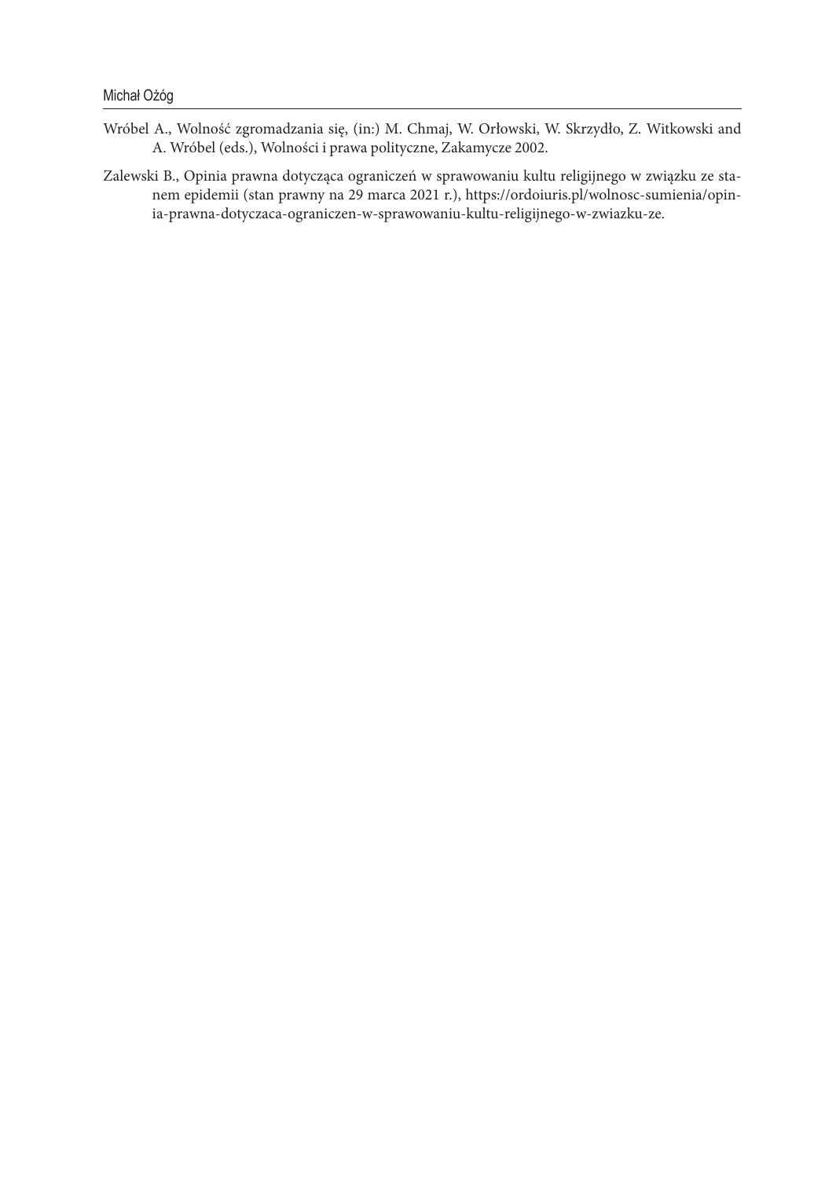Wróbel A., Wolność zgromadzania się, (in:) M. Chmaj, W. Orłowski, W. Skrzydło, Z. Witkowski and A. Wróbel (eds.), Wolności i prawa polityczne, Zakamycze 2002.

Zalewski B., Opinia prawna dotycząca ograniczeń w sprawowaniu kultu religijnego w związku ze stanem epidemii (stan prawny na 29 marca 2021 r.), https://ordoiuris.pl/wolnosc-sumienia/opinia-prawna-dotyczaca-ograniczen-w-sprawowaniu-kultu-religijnego-w-zwiazku-ze.